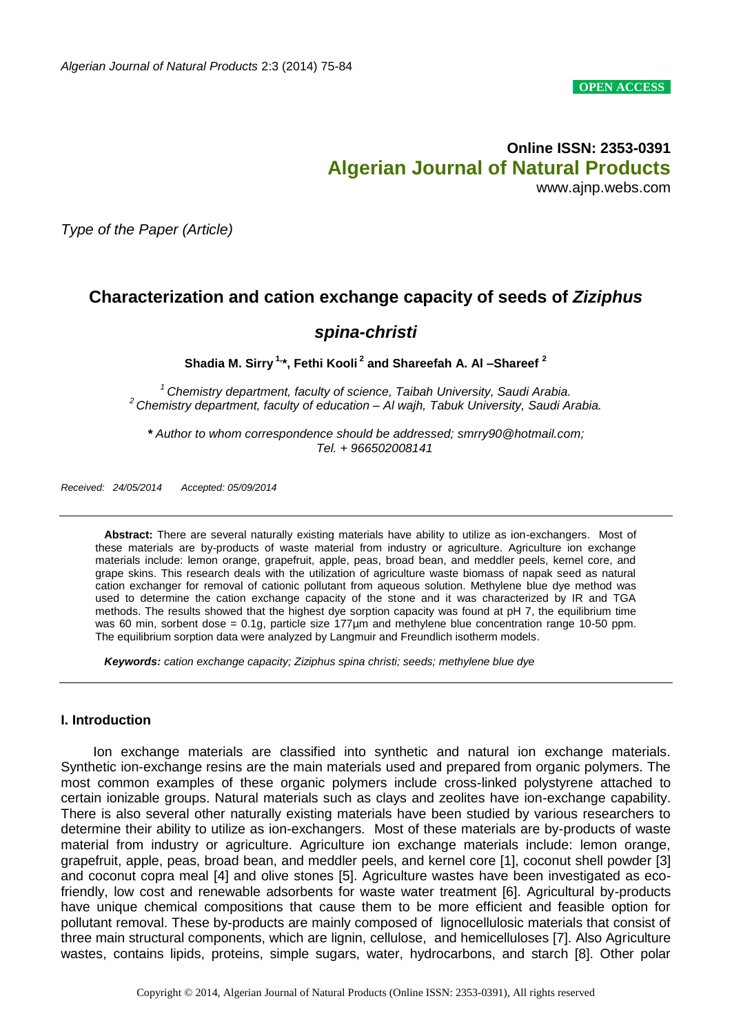OPEN ACCESS

**Online ISSN: 2353-0391**
**Algerian Journal of Natural Products**
www.ajnp.webs.com

*Type of the Paper (Article)*

# Characterization and cation exchange capacity of seeds of *Ziziphus spina-christi*

**Shadia M. Sirry [1,*], Fethi Kooli [2] and Shareefah A. Al –Shareef [2]**

[1] *Chemistry department, faculty of science, Taibah University, Saudi Arabia.*
[2] *Chemistry department, faculty of education – Al wajh, Tabuk University, Saudi Arabia.*

*** *Author to whom correspondence should be addressed; smrry90@hotmail.com; Tel. + 966502008141*

*Received: 24/05/2014 Accepted: 05/09/2014*

**Abstract:** There are several naturally existing materials have ability to utilize as ion-exchangers. Most of these materials are by-products of waste material from industry or agriculture. Agriculture ion exchange materials include: lemon orange, grapefruit, apple, peas, broad bean, and meddler peels, kernel core, and grape skins. This research deals with the utilization of agriculture waste biomass of napak seed as natural cation exchanger for removal of cationic pollutant from aqueous solution. Methylene blue dye method was used to determine the cation exchange capacity of the stone and it was characterized by IR and TGA methods. The results showed that the highest dye sorption capacity was found at pH 7, the equilibrium time was 60 min, sorbent dose = 0.1g, particle size 177μm and methylene blue concentration range 10-50 ppm. The equilibrium sorption data were analyzed by Langmuir and Freundlich isotherm models.

***Keywords:*** *cation exchange capacity; Ziziphus spina christi; seeds; methylene blue dye*

## I. Introduction

Ion exchange materials are classified into synthetic and natural ion exchange materials. Synthetic ion-exchange resins are the main materials used and prepared from organic polymers. The most common examples of these organic polymers include cross-linked polystyrene attached to certain ionizable groups. Natural materials such as clays and zeolites have ion-exchange capability. There is also several other naturally existing materials have been studied by various researchers to determine their ability to utilize as ion-exchangers. Most of these materials are by-products of waste material from industry or agriculture. Agriculture ion exchange materials include: lemon orange, grapefruit, apple, peas, broad bean, and meddler peels, and kernel core [1], coconut shell powder [3] and coconut copra meal [4] and olive stones [5]. Agriculture wastes have been investigated as eco-friendly, low cost and renewable adsorbents for waste water treatment [6]. Agricultural by-products have unique chemical compositions that cause them to be more efficient and feasible option for pollutant removal. These by-products are mainly composed of lignocellulosic materials that consist of three main structural components, which are lignin, cellulose, and hemicelluloses [7]. Also Agriculture wastes, contains lipids, proteins, simple sugars, water, hydrocarbons, and starch [8]. Other polar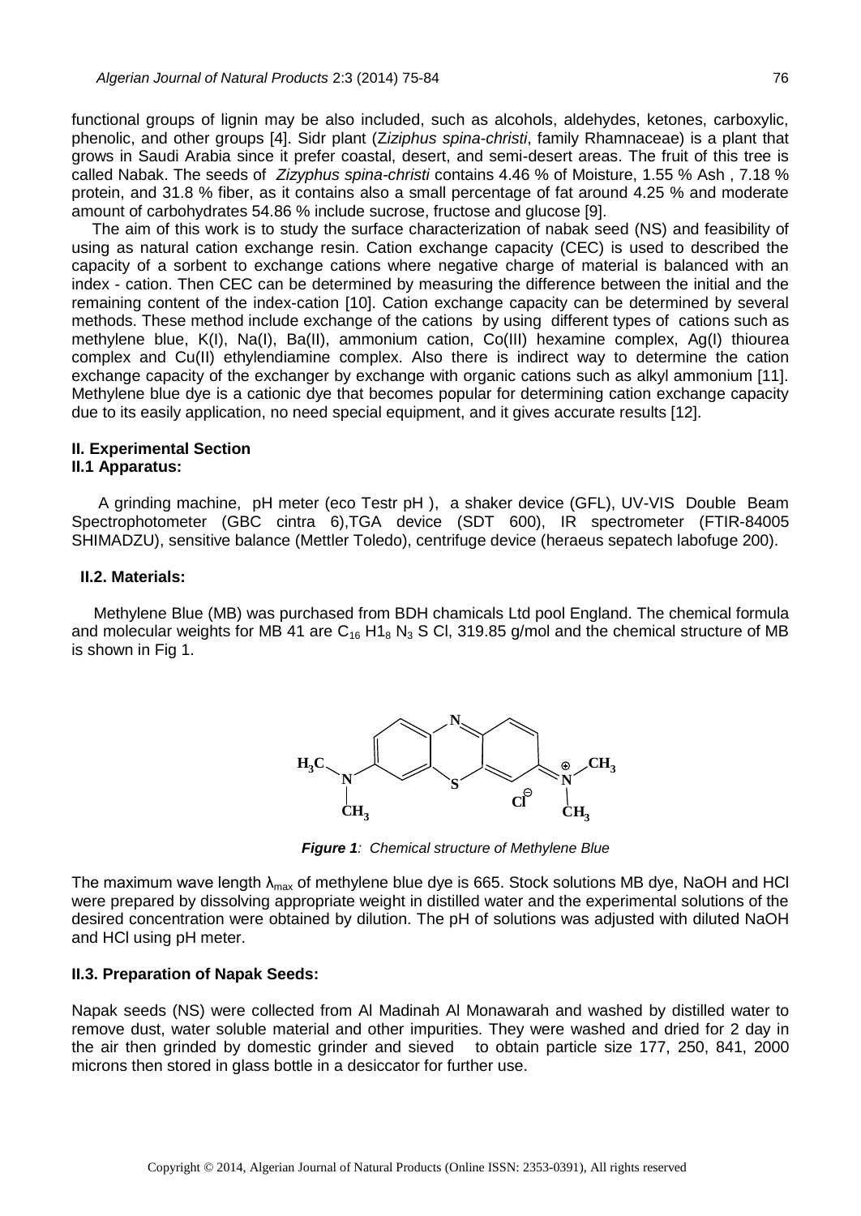functional groups of lignin may be also included, such as alcohols, aldehydes, ketones, carboxylic, phenolic, and other groups [4]. Sidr plant (*Ziziphus spina-christi*, family Rhamnaceae) is a plant that grows in Saudi Arabia since it prefer coastal, desert, and semi-desert areas. The fruit of this tree is called Nabak. The seeds of *Zizyphus spina-christi* contains 4.46 % of Moisture, 1.55 % Ash , 7.18 % protein, and 31.8 % fiber, as it contains also a small percentage of fat around 4.25 % and moderate amount of carbohydrates 54.86 % include sucrose, fructose and glucose [9].

The aim of this work is to study the surface characterization of nabak seed (NS) and feasibility of using as natural cation exchange resin. Cation exchange capacity (CEC) is used to described the capacity of a sorbent to exchange cations where negative charge of material is balanced with an index - cation. Then CEC can be determined by measuring the difference between the initial and the remaining content of the index-cation [10]. Cation exchange capacity can be determined by several methods. These method include exchange of the cations by using different types of cations such as methylene blue, K(I), Na(I), Ba(II), ammonium cation, Co(III) hexamine complex, Ag(I) thiourea complex and Cu(II) ethylendiamine complex. Also there is indirect way to determine the cation exchange capacity of the exchanger by exchange with organic cations such as alkyl ammonium [11]. Methylene blue dye is a cationic dye that becomes popular for determining cation exchange capacity due to its easily application, no need special equipment, and it gives accurate results [12].

## II. Experimental Section

### II.1 Apparatus:

A grinding machine, pH meter (eco Testr pH ), a shaker device (GFL), UV-VIS Double Beam Spectrophotometer (GBC cintra 6),TGA device (SDT 600), IR spectrometer (FTIR-84005 SHIMADZU), sensitive balance (Mettler Toledo), centrifuge device (heraeus sepatech labofuge 200).

### II.2. Materials:

Methylene Blue (MB) was purchased from BDH chamicals Ltd pool England. The chemical formula and molecular weights for MB 41 are $C_{16}$ $H1_{8}$ $N_{3}$ S Cl, 319.85 g/mol and the chemical structure of MB is shown in Fig 1.

***Figure 1**: Chemical structure of Methylene Blue*

The maximum wave length $\lambda_{max}$ of methylene blue dye is 665. Stock solutions MB dye, NaOH and HCl were prepared by dissolving appropriate weight in distilled water and the experimental solutions of the desired concentration were obtained by dilution. The pH of solutions was adjusted with diluted NaOH and HCl using pH meter.

### II.3. Preparation of Napak Seeds:

Napak seeds (NS) were collected from Al Madinah Al Monawarah and washed by distilled water to remove dust, water soluble material and other impurities. They were washed and dried for 2 day in the air then grinded by domestic grinder and sieved to obtain particle size 177, 250, 841, 2000 microns then stored in glass bottle in a desiccator for further use.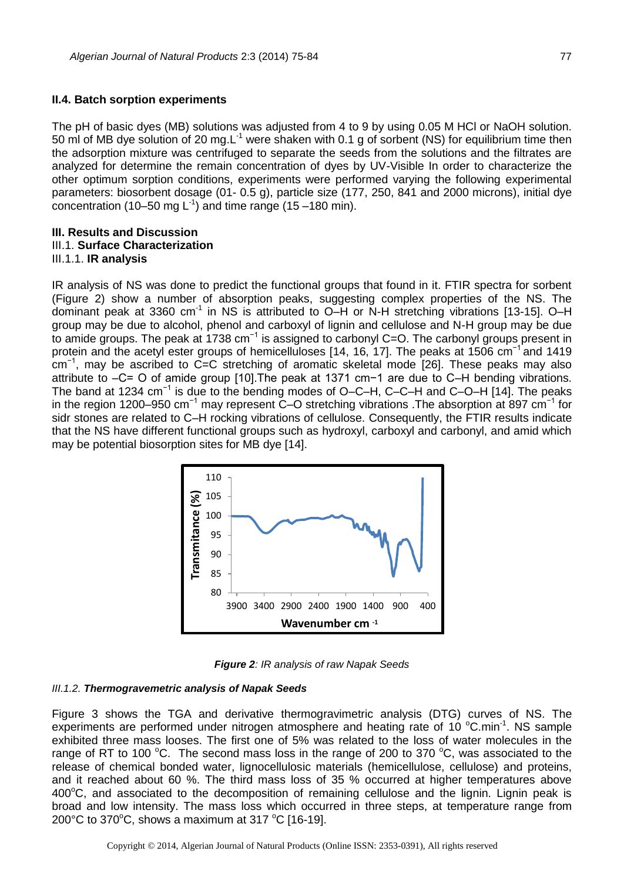### II.4. Batch sorption experiments

The pH of basic dyes (MB) solutions was adjusted from 4 to 9 by using 0.05 M HCl or NaOH solution. 50 ml of MB dye solution of 20 mg.L$^{-1}$ were shaken with 0.1 g of sorbent (NS) for equilibrium time then the adsorption mixture was centrifuged to separate the seeds from the solutions and the filtrates are analyzed for determine the remain concentration of dyes by UV-Visible In order to characterize the other optimum sorption conditions, experiments were performed varying the following experimental parameters: biosorbent dosage (01- 0.5 g), particle size (177, 250, 841 and 2000 microns), initial dye concentration (10–50 mg L$^{-1}$) and time range (15 –180 min).

## III. Results and Discussion

### III.1. Surface Characterization

#### III.1.1. IR analysis

IR analysis of NS was done to predict the functional groups that found in it. FTIR spectra for sorbent (Figure 2) show a number of absorption peaks, suggesting complex properties of the NS. The dominant peak at 3360 cm$^{-1}$ in NS is attributed to O–H or N-H stretching vibrations [13-15]. O–H group may be due to alcohol, phenol and carboxyl of lignin and cellulose and N-H group may be due to amide groups. The peak at 1738 cm$^{-1}$ is assigned to carbonyl C=O. The carbonyl groups present in protein and the acetyl ester groups of hemicelluloses [14, 16, 17]. The peaks at 1506 cm$^{-1}$ and 1419 cm$^{-1}$, may be ascribed to C=C stretching of aromatic skeletal mode [26]. These peaks may also attribute to –C= O of amide group [10].The peak at 1371 cm−1 are due to C–H bending vibrations. The band at 1234 cm$^{-1}$ is due to the bending modes of O–C–H, C–C–H and C–O–H [14]. The peaks in the region 1200–950 cm$^{-1}$ may represent C–O stretching vibrations .The absorption at 897 cm$^{-1}$ for sidr stones are related to C–H rocking vibrations of cellulose. Consequently, the FTIR results indicate that the NS have different functional groups such as hydroxyl, carboxyl and carbonyl, and amid which may be potential biosorption sites for MB dye [14].

***Figure 2****: IR analysis of raw Napak Seeds*

#### *III.1.2. **Thermogravemetric analysis of Napak Seeds***

Figure 3 shows the TGA and derivative thermogravimetric analysis (DTG) curves of NS. The experiments are performed under nitrogen atmosphere and heating rate of 10 °C.min$^{-1}$. NS sample exhibited three mass looses. The first one of 5% was related to the loss of water molecules in the range of RT to 100 °C. The second mass loss in the range of 200 to 370 °C, was associated to the release of chemical bonded water, lignocellulosic materials (hemicellulose, cellulose) and proteins, and it reached about 60 %. The third mass loss of 35 % occurred at higher temperatures above 400°C, and associated to the decomposition of remaining cellulose and the lignin. Lignin peak is broad and low intensity. The mass loss which occurred in three steps, at temperature range from 200°C to 370°C, shows a maximum at 317 °C [16-19].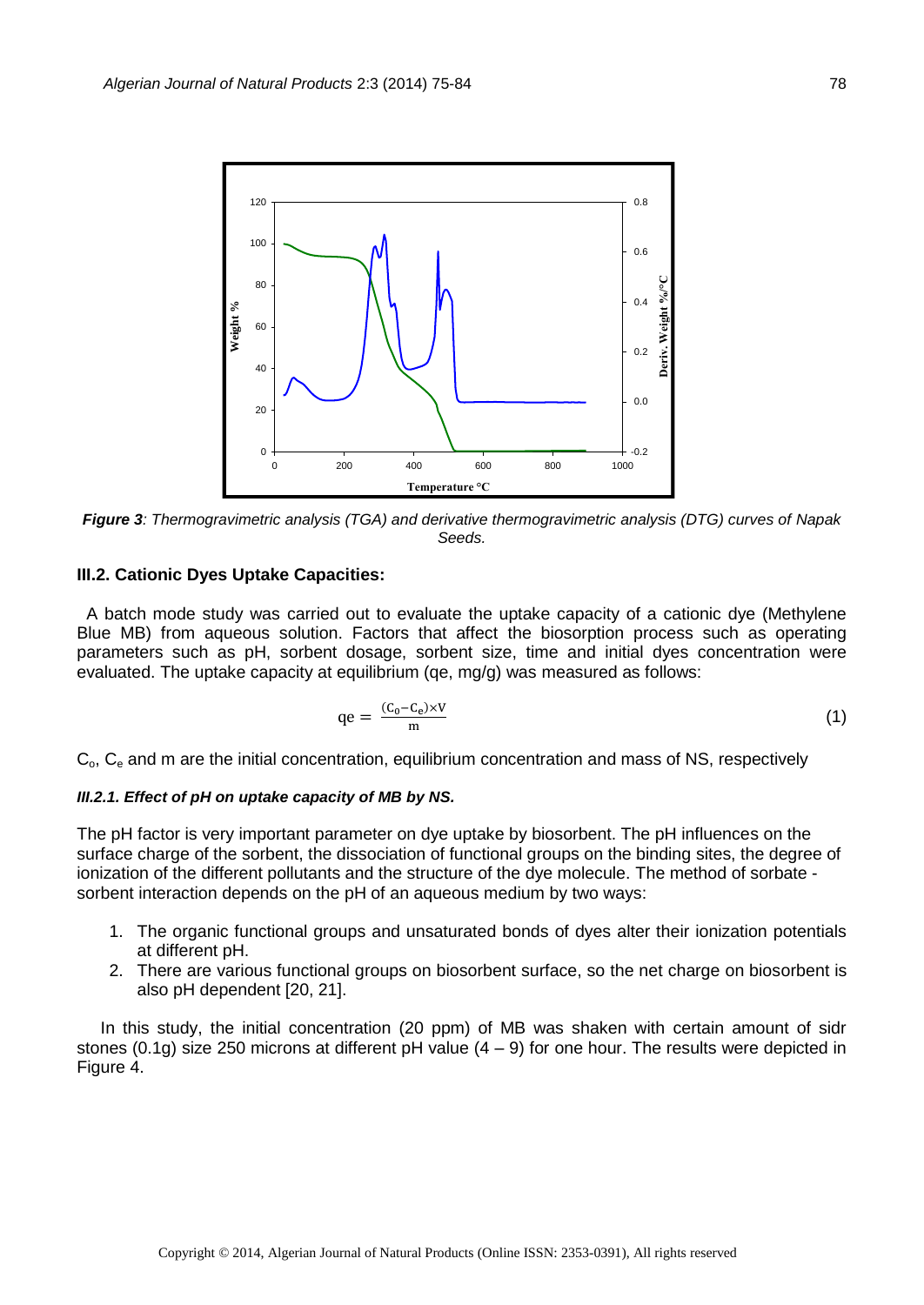*Figure 3: Thermogravimetric analysis (TGA) and derivative thermogravimetric analysis (DTG) curves of Napak Seeds.*

### III.2. Cationic Dyes Uptake Capacities:

A batch mode study was carried out to evaluate the uptake capacity of a cationic dye (Methylene Blue MB) from aqueous solution. Factors that affect the biosorption process such as operating parameters such as pH, sorbent dosage, sorbent size, time and initial dyes concentration were evaluated. The uptake capacity at equilibrium (qe, mg/g) was measured as follows:

$$qe = \frac{(C_0 - C_e) \times V}{m} \quad (1)$$

$C_o$, $C_e$ and m are the initial concentration, equilibrium concentration and mass of NS, respectively

#### *III.2.1. Effect of pH on uptake capacity of MB by NS.*

The pH factor is very important parameter on dye uptake by biosorbent. The pH influences on the surface charge of the sorbent, the dissociation of functional groups on the binding sites, the degree of ionization of the different pollutants and the structure of the dye molecule. The method of sorbate - sorbent interaction depends on the pH of an aqueous medium by two ways:

1. The organic functional groups and unsaturated bonds of dyes alter their ionization potentials at different pH.
2. There are various functional groups on biosorbent surface, so the net charge on biosorbent is also pH dependent [20, 21].

In this study, the initial concentration (20 ppm) of MB was shaken with certain amount of sidr stones (0.1g) size 250 microns at different pH value (4 – 9) for one hour. The results were depicted in Figure 4.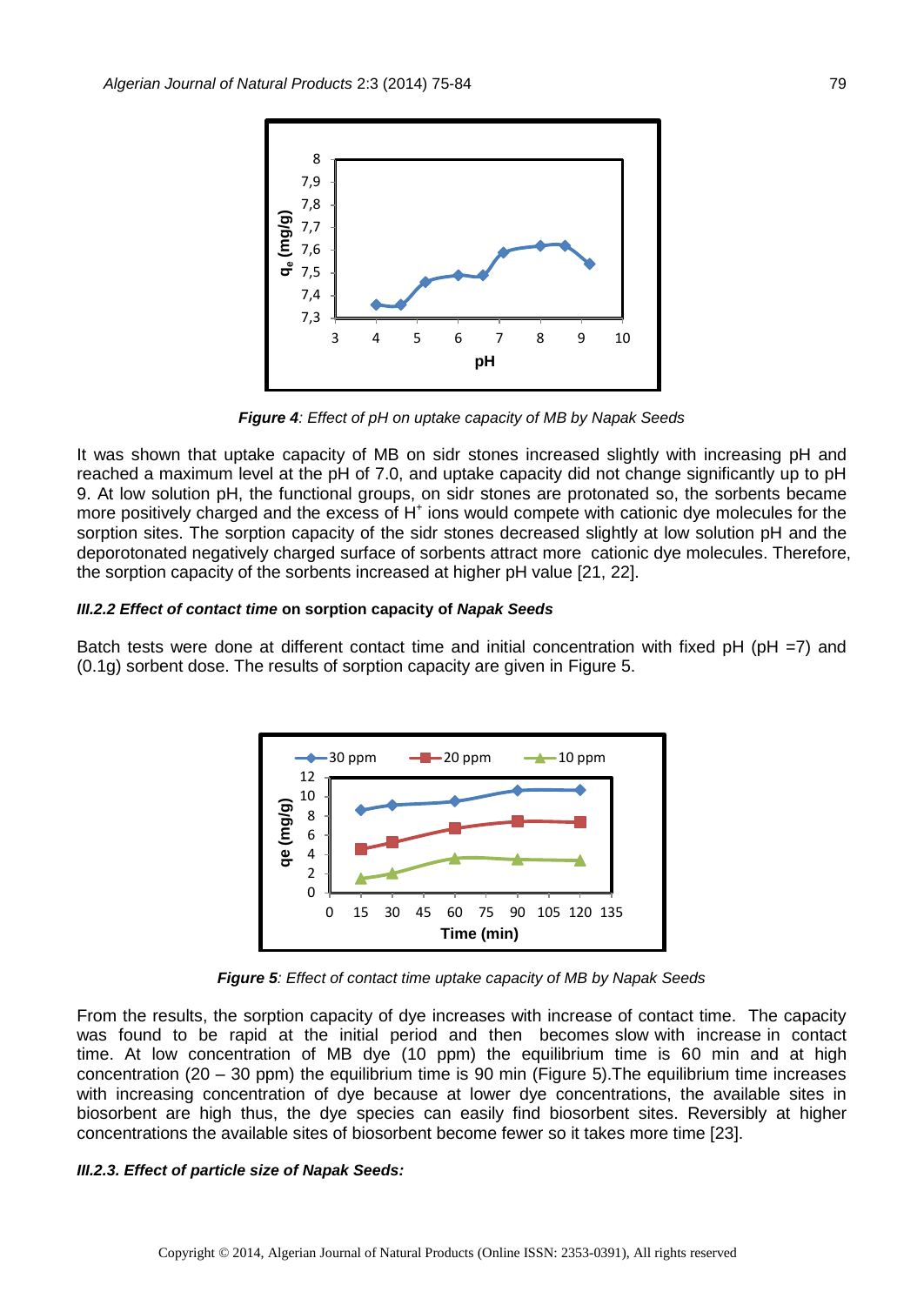*Figure 4: Effect of pH on uptake capacity of MB by Napak Seeds*

It was shown that uptake capacity of MB on sidr stones increased slightly with increasing pH and reached a maximum level at the pH of 7.0, and uptake capacity did not change significantly up to pH 9. At low solution pH, the functional groups, on sidr stones are protonated so, the sorbents became more positively charged and the excess of $H^+$ ions would compete with cationic dye molecules for the sorption sites. The sorption capacity of the sidr stones decreased slightly at low solution pH and the deporotonated negatively charged surface of sorbents attract more cationic dye molecules. Therefore, the sorption capacity of the sorbents increased at higher pH value [21, 22].

#### *III.2.2 Effect of contact time* on sorption capacity of *Napak Seeds*

Batch tests were done at different contact time and initial concentration with fixed pH (pH =7) and (0.1g) sorbent dose. The results of sorption capacity are given in Figure 5.

*Figure 5: Effect of contact time uptake capacity of MB by Napak Seeds*

From the results, the sorption capacity of dye increases with increase of contact time. The capacity was found to be rapid at the initial period and then becomes slow with increase in contact time. At low concentration of MB dye (10 ppm) the equilibrium time is 60 min and at high concentration (20 – 30 ppm) the equilibrium time is 90 min (Figure 5).The equilibrium time increases with increasing concentration of dye because at lower dye concentrations, the available sites in biosorbent are high thus, the dye species can easily find biosorbent sites. Reversibly at higher concentrations the available sites of biosorbent become fewer so it takes more time [23].

#### *III.2.3. Effect of particle size of Napak Seeds:*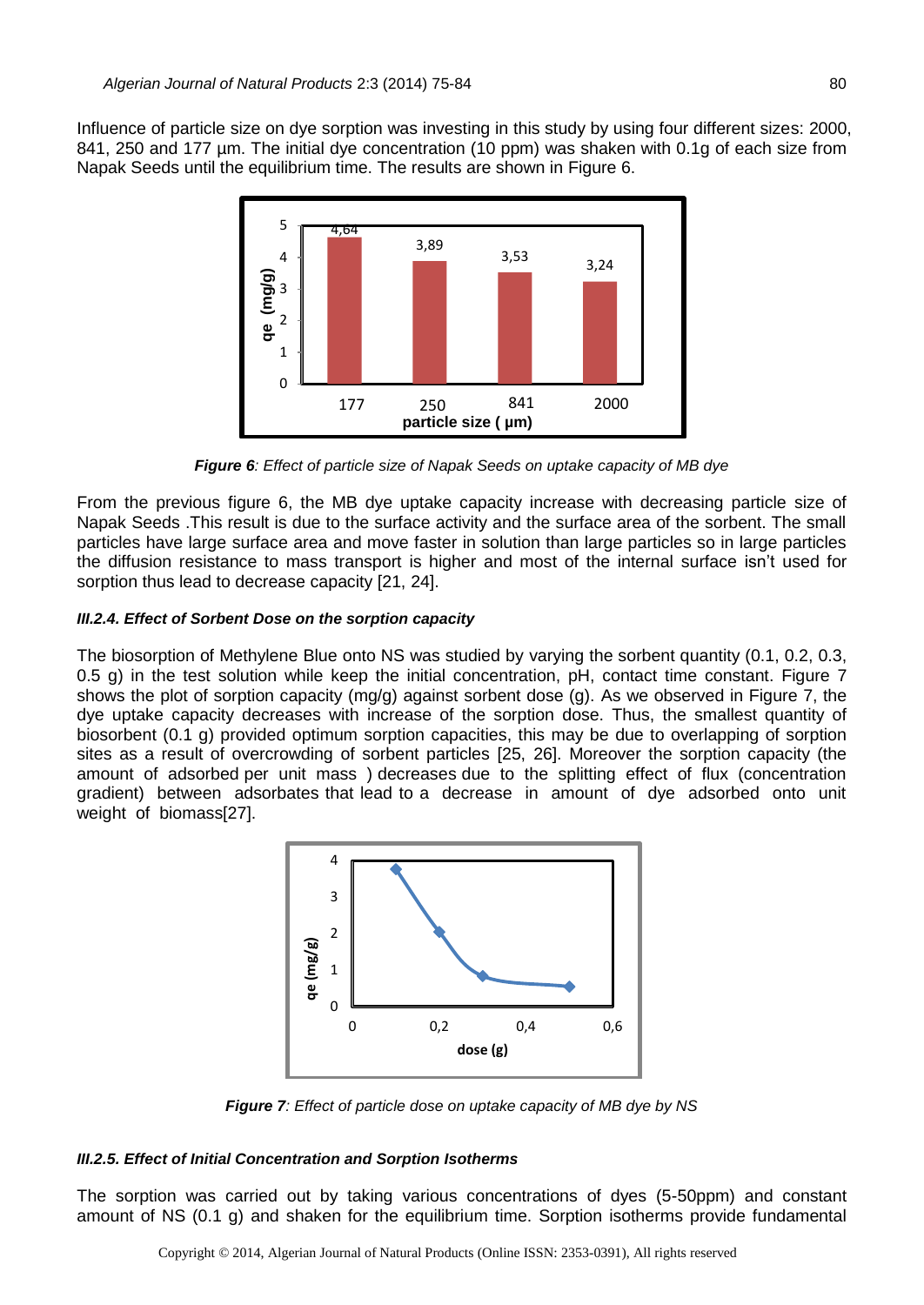Influence of particle size on dye sorption was investing in this study by using four different sizes: 2000, 841, 250 and 177 µm. The initial dye concentration (10 ppm) was shaken with 0.1g of each size from Napak Seeds until the equilibrium time. The results are shown in Figure 6.

***Figure 6**: Effect of particle size of Napak Seeds on uptake capacity of MB dye*

From the previous figure 6, the MB dye uptake capacity increase with decreasing particle size of Napak Seeds .This result is due to the surface activity and the surface area of the sorbent. The small particles have large surface area and move faster in solution than large particles so in large particles the diffusion resistance to mass transport is higher and most of the internal surface isn't used for sorption thus lead to decrease capacity [21, 24].

#### *III.2.4. Effect of Sorbent Dose on the sorption capacity*

The biosorption of Methylene Blue onto NS was studied by varying the sorbent quantity (0.1, 0.2, 0.3, 0.5 g) in the test solution while keep the initial concentration, pH, contact time constant. Figure 7 shows the plot of sorption capacity (mg/g) against sorbent dose (g). As we observed in Figure 7, the dye uptake capacity decreases with increase of the sorption dose. Thus, the smallest quantity of biosorbent (0.1 g) provided optimum sorption capacities, this may be due to overlapping of sorption sites as a result of overcrowding of sorbent particles [25, 26]. Moreover the sorption capacity (the amount of adsorbed per unit mass ) decreases due to the splitting effect of flux (concentration gradient) between adsorbates that lead to a decrease in amount of dye adsorbed onto unit weight of biomass[27].

***Figure 7**: Effect of particle dose on uptake capacity of MB dye by NS*

#### *III.2.5. Effect of Initial Concentration and Sorption Isotherms*

The sorption was carried out by taking various concentrations of dyes (5-50ppm) and constant amount of NS (0.1 g) and shaken for the equilibrium time. Sorption isotherms provide fundamental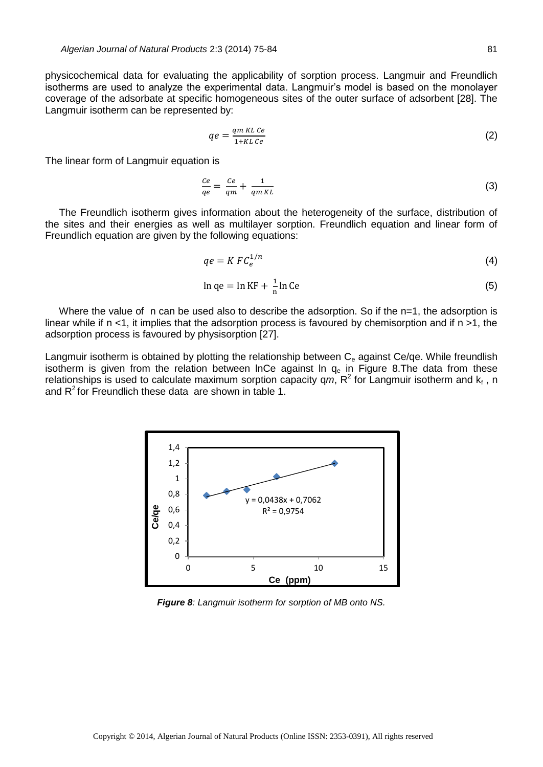physicochemical data for evaluating the applicability of sorption process. Langmuir and Freundlich isotherms are used to analyze the experimental data. Langmuir's model is based on the monolayer coverage of the adsorbate at specific homogeneous sites of the outer surface of adsorbent [28]. The Langmuir isotherm can be represented by:

$$qe = \frac{qm\ KL\ Ce}{1+KL\ Ce} \tag{2}$$

The linear form of Langmuir equation is

$$\frac{Ce}{qe} = \frac{Ce}{qm} + \frac{1}{qm\ KL} \tag{3}$$

The Freundlich isotherm gives information about the heterogeneity of the surface, distribution of the sites and their energies as well as multilayer sorption. Freundlich equation and linear form of Freundlich equation are given by the following equations:

$$qe = K\ FC_e^{1/n} \tag{4}$$

$$\ln \mathrm{qe} = \ln \mathrm{KF} + \frac{1}{\mathrm{n}} \ln \mathrm{Ce} \tag{5}$$

Where the value of n can be used also to describe the adsorption. So if the n=1, the adsorption is linear while if n <1, it implies that the adsorption process is favoured by chemisorption and if n >1, the adsorption process is favoured by physisorption [27].

Langmuir isotherm is obtained by plotting the relationship between $C_e$ against Ce/qe. While freundlish isotherm is given from the relation between lnCe against ln $q_e$ in Figure 8.The data from these relationships is used to calculate maximum sorption capacity $qm$, $R^2$ for Langmuir isotherm and $k_f$ , n and $R^2$ for Freundlich these data are shown in table 1.

***Figure 8**: Langmuir isotherm for sorption of MB onto NS.*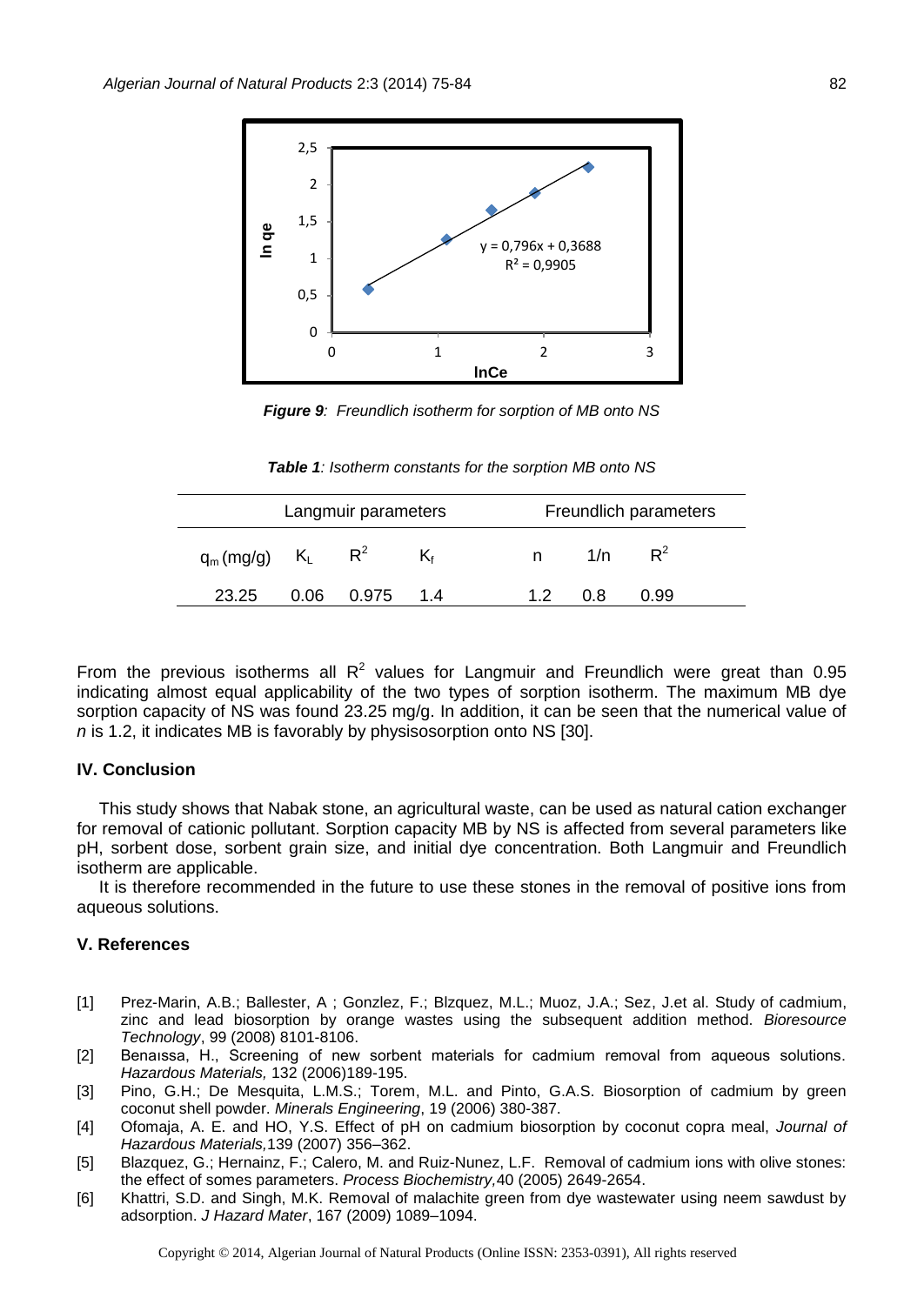*Figure 9: Freundlich isotherm for sorption of MB onto NS*

*Table 1: Isotherm constants for the sorption MB onto NS*

| Langmuir parameters | | | | Freundlich parameters | | |
|---|---|---|---|---|---|---|
| $q_m$ (mg/g) | $K_L$ | $R^2$ | $K_f$ | n | 1/n | $R^2$ |
| 23.25 | 0.06 | 0.975 | 1.4 | 1.2 | 0.8 | 0.99 |

From the previous isotherms all $R^2$ values for Langmuir and Freundlich were great than 0.95 indicating almost equal applicability of the two types of sorption isotherm. The maximum MB dye sorption capacity of NS was found 23.25 mg/g. In addition, it can be seen that the numerical value of *n* is 1.2, it indicates MB is favorably by physisosorption onto NS [30].

## IV. Conclusion

This study shows that Nabak stone, an agricultural waste, can be used as natural cation exchanger for removal of cationic pollutant. Sorption capacity MB by NS is affected from several parameters like pH, sorbent dose, sorbent grain size, and initial dye concentration. Both Langmuir and Freundlich isotherm are applicable.

It is therefore recommended in the future to use these stones in the removal of positive ions from aqueous solutions.

## V. References

[1] Prez-Marin, A.B.; Ballester, A ; Gonzlez, F.; Blzquez, M.L.; Muoz, J.A.; Sez, J.et al. Study of cadmium, zinc and lead biosorption by orange wastes using the subsequent addition method. *Bioresource Technology*, 99 (2008) 8101-8106.

[2] Benaıssa, H., Screening of new sorbent materials for cadmium removal from aqueous solutions. *Hazardous Materials,* 132 (2006)189-195.

[3] Pino, G.H.; De Mesquita, L.M.S.; Torem, M.L. and Pinto, G.A.S. Biosorption of cadmium by green coconut shell powder. *Minerals Engineering*, 19 (2006) 380-387.

[4] Ofomaja, A. E. and HO, Y.S. Effect of pH on cadmium biosorption by coconut copra meal, *Journal of Hazardous Materials,*139 (2007) 356–362.

[5] Blazquez, G.; Hernainz, F.; Calero, M. and Ruiz-Nunez, L.F. Removal of cadmium ions with olive stones: the effect of somes parameters. *Process Biochemistry,*40 (2005) 2649-2654.

[6] Khattri, S.D. and Singh, M.K. Removal of malachite green from dye wastewater using neem sawdust by adsorption. *J Hazard Mater*, 167 (2009) 1089–1094.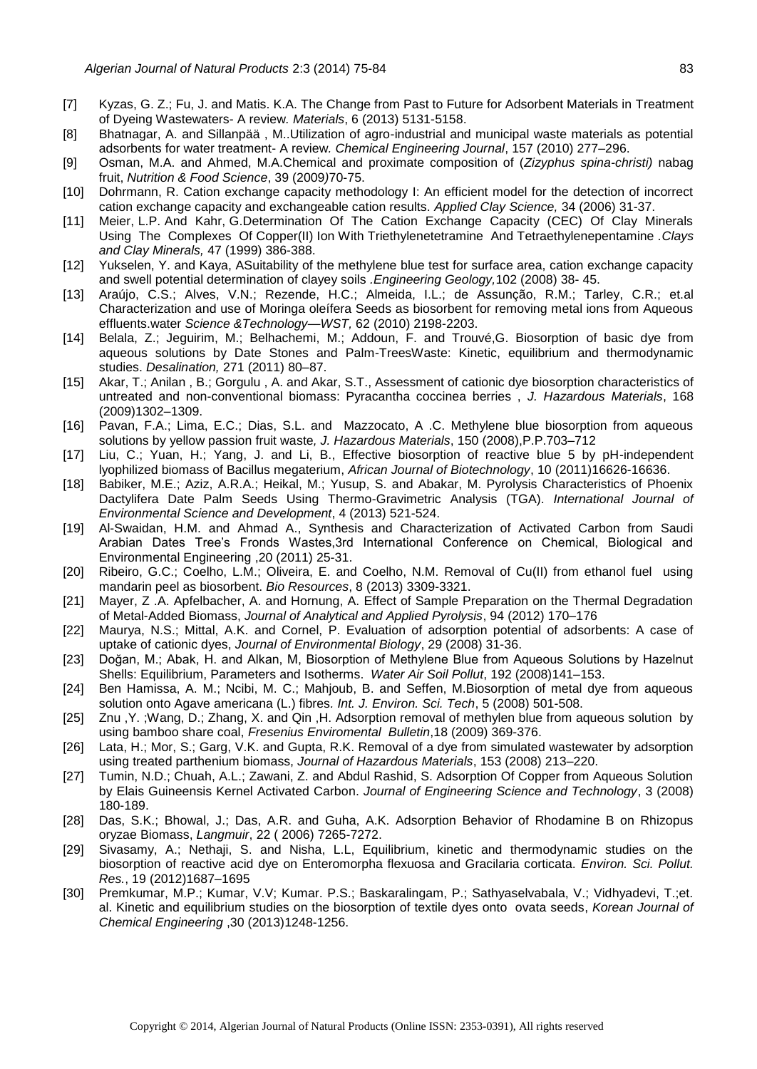[7] Kyzas, G. Z.; Fu, J. and Matis. K.A. The Change from Past to Future for Adsorbent Materials in Treatment of Dyeing Wastewaters- A review. *Materials*, 6 (2013) 5131-5158.

[8] Bhatnagar, A. and Sillanpää , M..Utilization of agro-industrial and municipal waste materials as potential adsorbents for water treatment- A review. *Chemical Engineering Journal*, 157 (2010) 277–296.

[9] Osman, M.A. and Ahmed, M.A.Chemical and proximate composition of (*Zizyphus spina-christi)* nabag fruit, *Nutrition & Food Science*, 39 (2009)70-75.

[10] Dohrmann, R. Cation exchange capacity methodology I: An efficient model for the detection of incorrect cation exchange capacity and exchangeable cation results. *Applied Clay Science,* 34 (2006) 31-37.

[11] Meier, L.P. And Kahr, G.Determination Of The Cation Exchange Capacity (CEC) Of Clay Minerals Using The Complexes Of Copper(II) Ion With Triethylenetetramine And Tetraethylenepentamine .*Clays and Clay Minerals,* 47 (1999) 386-388.

[12] Yukselen, Y. and Kaya, ASuitability of the methylene blue test for surface area, cation exchange capacity and swell potential determination of clayey soils .*Engineering Geology,*102 (2008) 38- 45.

[13] Araújo, C.S.; Alves, V.N.; Rezende, H.C.; Almeida, I.L.; de Assunção, R.M.; Tarley, C.R.; et.al Characterization and use of Moringa oleífera Seeds as biosorbent for removing metal ions from Aqueous effluents.water *Science &Technology—WST,* 62 (2010) 2198-2203.

[14] Belala, Z.; Jeguirim, M.; Belhachemi, M.; Addoun, F. and Trouvé,G. Biosorption of basic dye from aqueous solutions by Date Stones and Palm-TreesWaste: Kinetic, equilibrium and thermodynamic studies. *Desalination,* 271 (2011) 80–87.

[15] Akar, T.; Anilan , B.; Gorgulu , A. and Akar, S.T., Assessment of cationic dye biosorption characteristics of untreated and non-conventional biomass: Pyracantha coccinea berries , *J. Hazardous Materials*, 168 (2009)1302–1309.

[16] Pavan, F.A.; Lima, E.C.; Dias, S.L. and Mazzocato, A .C. Methylene blue biosorption from aqueous solutions by yellow passion fruit waste*, J. Hazardous Materials*, 150 (2008),P.P.703–712

[17] Liu, C.; Yuan, H.; Yang, J. and Li, B., Effective biosorption of reactive blue 5 by pH-independent lyophilized biomass of Bacillus megaterium, *African Journal of Biotechnology*, 10 (2011)16626-16636.

[18] Babiker, M.E.; Aziz, A.R.A.; Heikal, M.; Yusup, S. and Abakar, M. Pyrolysis Characteristics of Phoenix Dactylifera Date Palm Seeds Using Thermo-Gravimetric Analysis (TGA). *International Journal of Environmental Science and Development*, 4 (2013) 521-524.

[19] Al-Swaidan, H.M. and Ahmad A., Synthesis and Characterization of Activated Carbon from Saudi Arabian Dates Tree's Fronds Wastes,3rd International Conference on Chemical, Biological and Environmental Engineering ,20 (2011) 25-31.

[20] Ribeiro, G.C.; Coelho, L.M.; Oliveira, E. and Coelho, N.M. Removal of Cu(II) from ethanol fuel using mandarin peel as biosorbent. *Bio Resources*, 8 (2013) 3309-3321.

[21] Mayer, Z .A. Apfelbacher, A. and Hornung, A. Effect of Sample Preparation on the Thermal Degradation of Metal-Added Biomass, *Journal of Analytical and Applied Pyrolysis*, 94 (2012) 170–176

[22] Maurya, N.S.; Mittal, A.K. and Cornel, P. Evaluation of adsorption potential of adsorbents: A case of uptake of cationic dyes, *Journal of Environmental Biology*, 29 (2008) 31-36.

[23] Doğan, M.; Abak, H. and Alkan, M, Biosorption of Methylene Blue from Aqueous Solutions by Hazelnut Shells: Equilibrium, Parameters and Isotherms. *Water Air Soil Pollut*, 192 (2008)141–153.

[24] Ben Hamissa, A. M.; Ncibi, M. C.; Mahjoub, B. and Seffen, M.Biosorption of metal dye from aqueous solution onto Agave americana (L.) fibres. *Int. J. Environ. Sci. Tech*, 5 (2008) 501-508.

[25] Znu ,Y. ;Wang, D.; Zhang, X. and Qin ,H. Adsorption removal of methylen blue from aqueous solution by using bamboo share coal, *Fresenius Enviromental Bulletin*,18 (2009) 369-376.

[26] Lata, H.; Mor, S.; Garg, V.K. and Gupta, R.K. Removal of a dye from simulated wastewater by adsorption using treated parthenium biomass, *Journal of Hazardous Materials*, 153 (2008) 213–220.

[27] Tumin, N.D.; Chuah, A.L.; Zawani, Z. and Abdul Rashid, S. Adsorption Of Copper from Aqueous Solution by Elais Guineensis Kernel Activated Carbon. *Journal of Engineering Science and Technology*, 3 (2008) 180-189.

[28] Das, S.K.; Bhowal, J.; Das, A.R. and Guha, A.K. Adsorption Behavior of Rhodamine B on Rhizopus oryzae Biomass, *Langmuir*, 22 ( 2006) 7265-7272.

[29] Sivasamy, A.; Nethaji, S. and Nisha, L.L, Equilibrium, kinetic and thermodynamic studies on the biosorption of reactive acid dye on Enteromorpha flexuosa and Gracilaria corticata. *Environ. Sci. Pollut. Res.*, 19 (2012)1687–1695

[30] Premkumar, M.P.; Kumar, V.V; Kumar. P.S.; Baskaralingam, P.; Sathyaselvabala, V.; Vidhyadevi, T.;et. al. Kinetic and equilibrium studies on the biosorption of textile dyes onto ovata seeds, *Korean Journal of Chemical Engineering* ,30 (2013)1248-1256.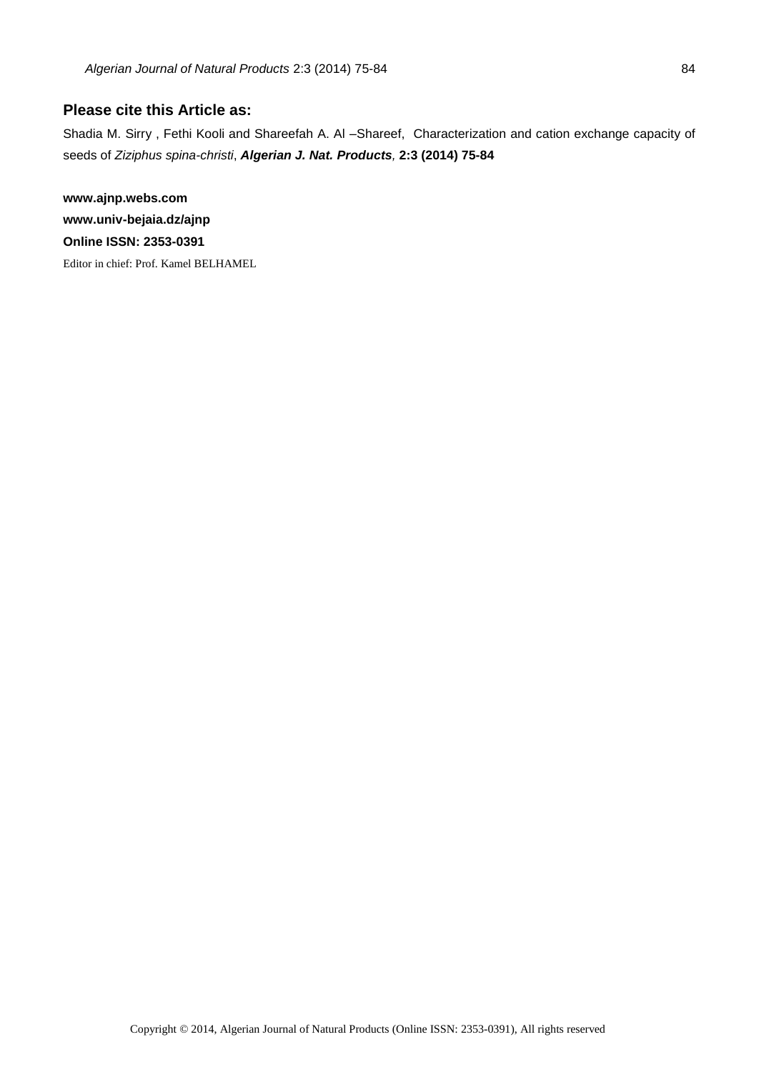**Please cite this Article as:**

Shadia M. Sirry , Fethi Kooli and Shareefah A. Al –Shareef, Characterization and cation exchange capacity of seeds of *Ziziphus spina-christi*, ***Algerian J. Nat. Products***, **2:3 (2014) 75-84**

**www.ajnp.webs.com**

**www.univ-bejaia.dz/ajnp**

**Online ISSN: 2353-0391**

Editor in chief: Prof. Kamel BELHAMEL

Copyright © 2014, Algerian Journal of Natural Products (Online ISSN: 2353-0391), All rights reserved